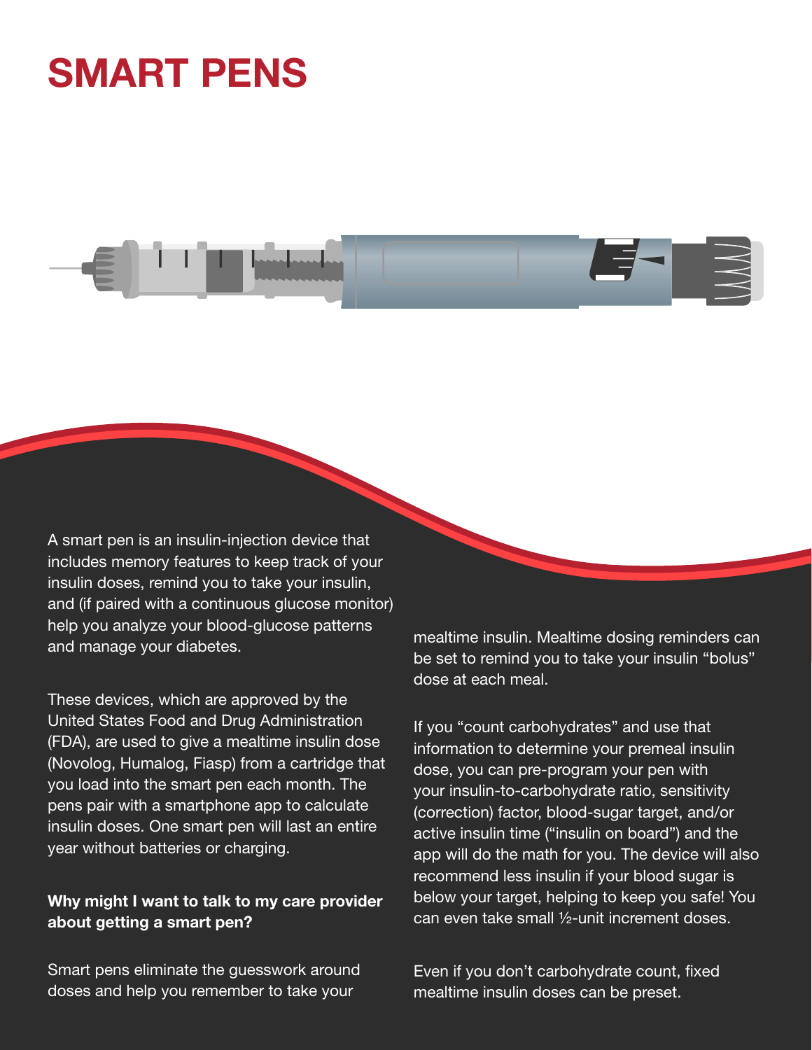# SMART PENS

A smart pen is an insulin-injection device that includes memory features to keep track of your insulin doses, remind you to take your insulin, and (if paired with a continuous glucose monitor) help you analyze your blood-glucose patterns and manage your diabetes.

These devices, which are approved by the United States Food and Drug Administration (FDA), are used to give a mealtime insulin dose (Novolog, Humalog, Fiasp) from a cartridge that you load into the smart pen each month. The pens pair with a smartphone app to calculate insulin doses. One smart pen will last an entire year without batteries or charging.

**Why might I want to talk to my care provider about getting a smart pen?**

Smart pens eliminate the guesswork around doses and help you remember to take your mealtime insulin. Mealtime dosing reminders can be set to remind you to take your insulin "bolus" dose at each meal.

If you "count carbohydrates" and use that information to determine your premeal insulin dose, you can pre-program your pen with your insulin-to-carbohydrate ratio, sensitivity (correction) factor, blood-sugar target, and/or active insulin time ("insulin on board") and the app will do the math for you. The device will also recommend less insulin if your blood sugar is below your target, helping to keep you safe! You can even take small ½-unit increment doses.

Even if you don't carbohydrate count, fixed mealtime insulin doses can be preset.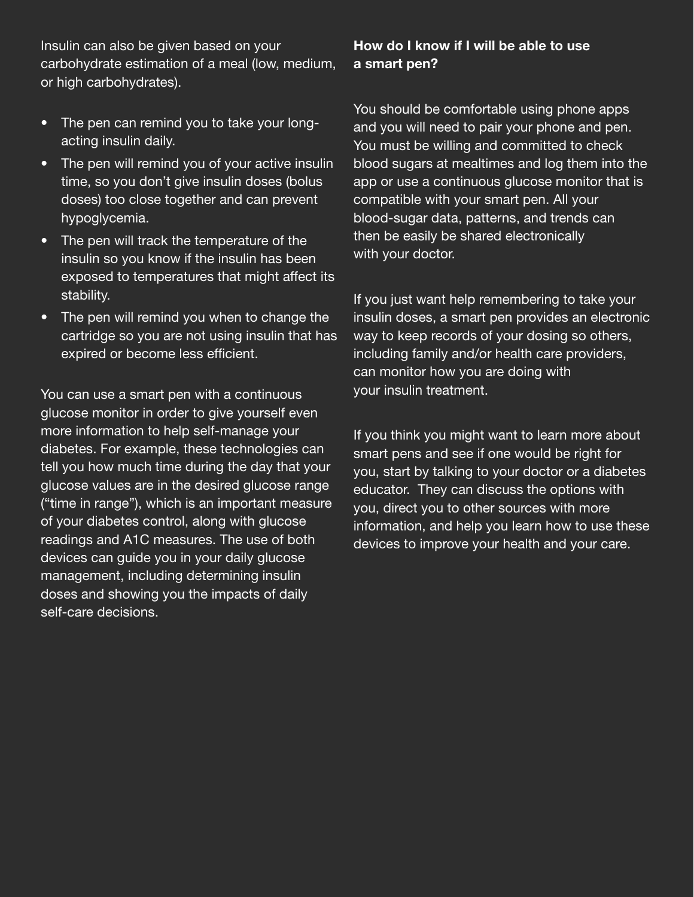Insulin can also be given based on your carbohydrate estimation of a meal (low, medium, or high carbohydrates).

- The pen can remind you to take your long-acting insulin daily.
- The pen will remind you of your active insulin time, so you don't give insulin doses (bolus doses) too close together and can prevent hypoglycemia.
- The pen will track the temperature of the insulin so you know if the insulin has been exposed to temperatures that might affect its stability.
- The pen will remind you when to change the cartridge so you are not using insulin that has expired or become less efficient.

You can use a smart pen with a continuous glucose monitor in order to give yourself even more information to help self-manage your diabetes. For example, these technologies can tell you how much time during the day that your glucose values are in the desired glucose range ("time in range"), which is an important measure of your diabetes control, along with glucose readings and A1C measures. The use of both devices can guide you in your daily glucose management, including determining insulin doses and showing you the impacts of daily self-care decisions.

**How do I know if I will be able to use a smart pen?**

You should be comfortable using phone apps and you will need to pair your phone and pen. You must be willing and committed to check blood sugars at mealtimes and log them into the app or use a continuous glucose monitor that is compatible with your smart pen. All your blood-sugar data, patterns, and trends can then be easily be shared electronically with your doctor.

If you just want help remembering to take your insulin doses, a smart pen provides an electronic way to keep records of your dosing so others, including family and/or health care providers, can monitor how you are doing with your insulin treatment.

If you think you might want to learn more about smart pens and see if one would be right for you, start by talking to your doctor or a diabetes educator. They can discuss the options with you, direct you to other sources with more information, and help you learn how to use these devices to improve your health and your care.